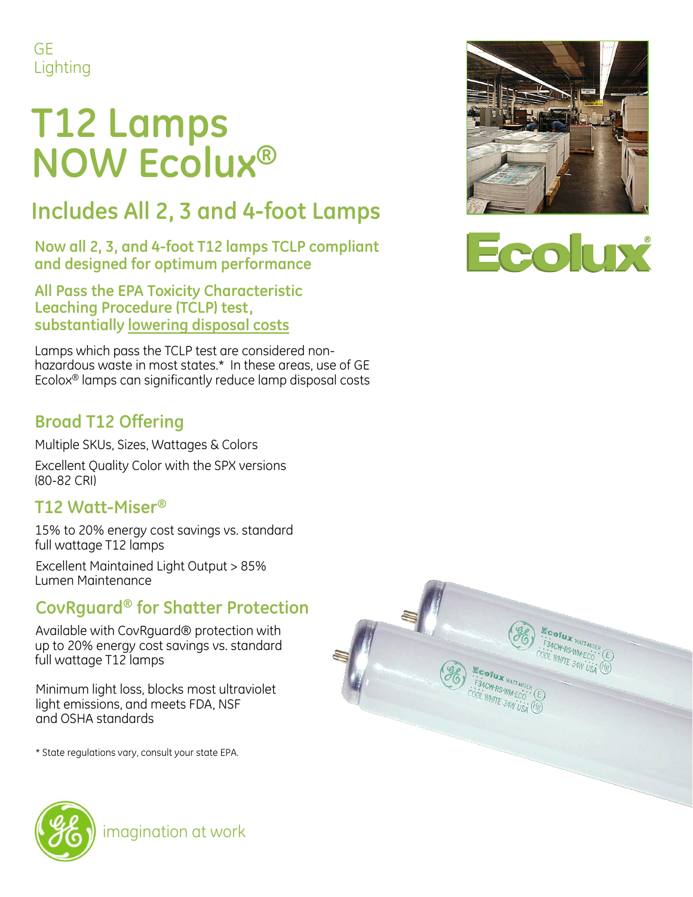GE
Lighting

# T12 Lamps NOW Ecolux®

## Includes All 2, 3 and 4-foot Lamps

**Now all 2, 3, and 4-foot T12 lamps TCLP compliant and designed for optimum performance**

**All Pass the EPA Toxicity Characteristic Leaching Procedure (TCLP) test, substantially lowering disposal costs**

Lamps which pass the TCLP test are considered non-hazardous waste in most states.* In these areas, use of GE Ecolox® lamps can significantly reduce lamp disposal costs

### Broad T12 Offering

Multiple SKUs, Sizes, Wattages & Colors

Excellent Quality Color with the SPX versions (80-82 CRI)

### T12 Watt-Miser®

15% to 20% energy cost savings vs. standard full wattage T12 lamps

Excellent Maintained Light Output > 85% Lumen Maintenance

### CovRguard® for Shatter Protection

Available with CovRguard® protection with up to 20% energy cost savings vs. standard full wattage T12 lamps

Minimum light loss, blocks most ultraviolet light emissions, and meets FDA, NSF and OSHA standards

* State regulations vary, consult your state EPA.

Ecolux®

imagination at work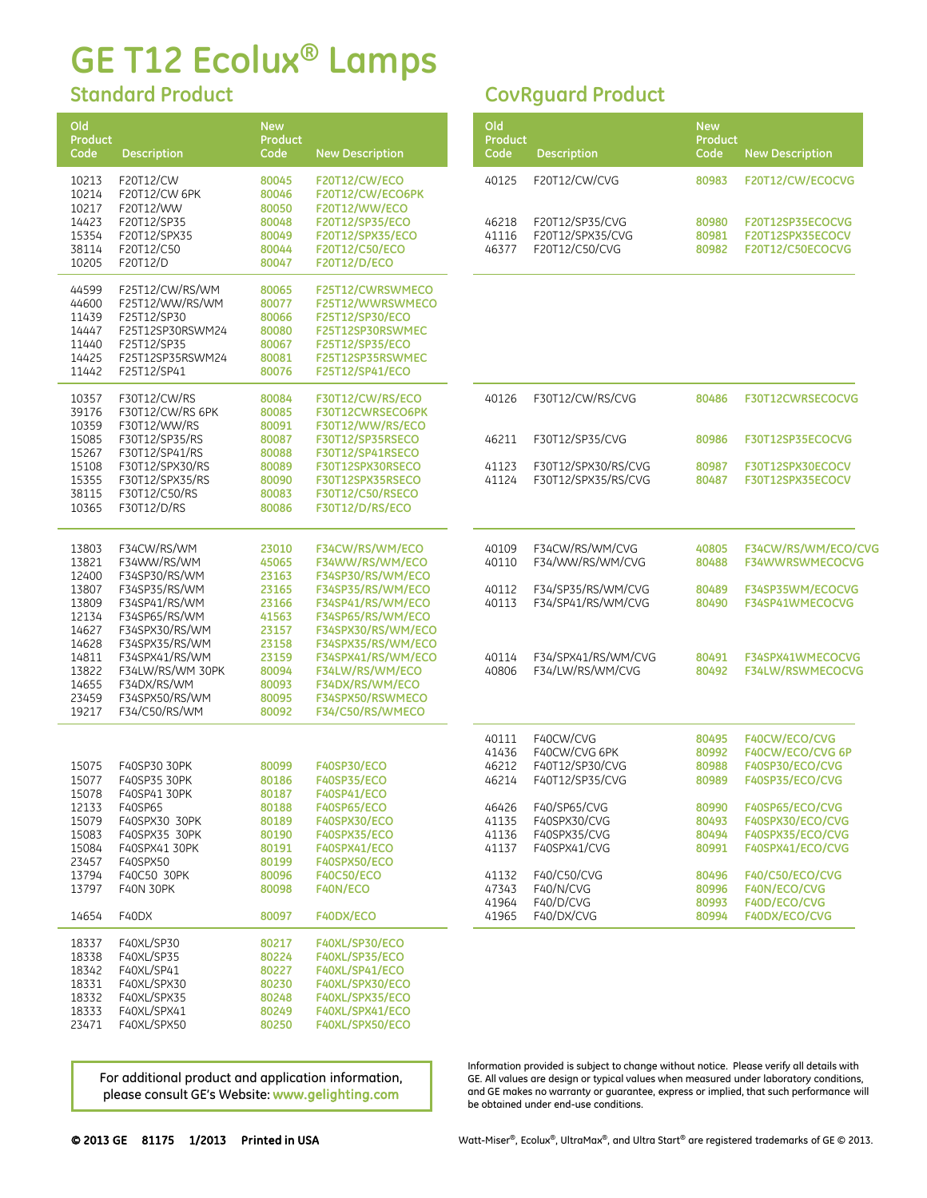# GE T12 Ecolux® Lamps

## Standard Product

| Old Product Code | Description | New Product Code | New Description |
|---|---|---|---|
| 10213 | F20T12/CW | 80045 | F20T12/CW/ECO |
| 10214 | F20T12/CW 6PK | 80046 | F20T12/CW/ECO6PK |
| 10217 | F20T12/WW | 80050 | F20T12/WW/ECO |
| 14423 | F20T12/SP35 | 80048 | F20T12/SP35/ECO |
| 15354 | F20T12/SPX35 | 80049 | F20T12/SPX35/ECO |
| 38114 | F20T12/C50 | 80044 | F20T12/C50/ECO |
| 10205 | F20T12/D | 80047 | F20T12/D/ECO |
| 44599 | F25T12/CW/RS/WM | 80065 | F25T12/CWRSWMECO |
| 44600 | F25T12/WW/RS/WM | 80077 | F25T12/WWRSWMECO |
| 11439 | F25T12/SP30 | 80066 | F25T12/SP30/ECO |
| 14447 | F25T12SP30RSWM24 | 80080 | F25T12SP30RSWMEC |
| 11440 | F25T12/SP35 | 80067 | F25T12/SP35/ECO |
| 14425 | F25T12SP35RSWM24 | 80081 | F25T12SP35RSWMEC |
| 11442 | F25T12/SP41 | 80076 | F25T12/SP41/ECO |
| 10357 | F30T12/CW/RS | 80084 | F30T12/CW/RS/ECO |
| 39176 | F30T12/CW/RS 6PK | 80085 | F30T12CWRSECO6PK |
| 10359 | F30T12/WW/RS | 80091 | F30T12/WW/RS/ECO |
| 15085 | F30T12/SP35/RS | 80087 | F30T12/SP35RSECO |
| 15267 | F30T12/SP41/RS | 80088 | F30T12/SP41RSECO |
| 15108 | F30T12/SPX30/RS | 80089 | F30T12SPX30RSECO |
| 15355 | F30T12/SPX35/RS | 80090 | F30T12SPX35RSECO |
| 38115 | F30T12/C50/RS | 80083 | F30T12/C50/RSECO |
| 10365 | F30T12/D/RS | 80086 | F30T12/D/RS/ECO |
| 13803 | F34CW/RS/WM | 23010 | F34CW/RS/WM/ECO |
| 13821 | F34WW/RS/WM | 45065 | F34WW/RS/WM/ECO |
| 12400 | F34SP30/RS/WM | 23163 | F34SP30/RS/WM/ECO |
| 13807 | F34SP35/RS/WM | 23165 | F34SP35/RS/WM/ECO |
| 13809 | F34SP41/RS/WM | 23166 | F34SP41/RS/WM/ECO |
| 12134 | F34SP65/RS/WM | 41563 | F34SP65/RS/WM/ECO |
| 14627 | F34SPX30/RS/WM | 23157 | F34SPX30/RS/WM/ECO |
| 14628 | F34SPX35/RS/WM | 23158 | F34SPX35/RS/WM/ECO |
| 14811 | F34SPX41/RS/WM | 23159 | F34SPX41/RS/WM/ECO |
| 13822 | F34LW/RS/WM 30PK | 80094 | F34LW/RS/WM/ECO |
| 14655 | F34DX/RS/WM | 80093 | F34DX/RS/WM/ECO |
| 23459 | F34SPX50/RS/WM | 80095 | F34SPX50/RSWMECO |
| 19217 | F34/C50/RS/WM | 80092 | F34/C50/RS/WMECO |
| 15075 | F40SP30 30PK | 80099 | F40SP30/ECO |
| 15077 | F40SP35 30PK | 80186 | F40SP35/ECO |
| 15078 | F40SP41 30PK | 80187 | F40SP41/ECO |
| 12133 | F40SP65 | 80188 | F40SP65/ECO |
| 15079 | F40SPX30 30PK | 80189 | F40SPX30/ECO |
| 15083 | F40SPX35 30PK | 80190 | F40SPX35/ECO |
| 15084 | F40SPX41 30PK | 80191 | F40SPX41/ECO |
| 23457 | F40SPX50 | 80199 | F40SPX50/ECO |
| 13794 | F40C50 30PK | 80096 | F40C50/ECO |
| 13797 | F40N 30PK | 80098 | F40N/ECO |
| 14654 | F40DX | 80097 | F40DX/ECO |
| 18337 | F40XL/SP30 | 80217 | F40XL/SP30/ECO |
| 18338 | F40XL/SP35 | 80224 | F40XL/SP35/ECO |
| 18342 | F40XL/SP41 | 80227 | F40XL/SP41/ECO |
| 18331 | F40XL/SPX30 | 80230 | F40XL/SPX30/ECO |
| 18332 | F40XL/SPX35 | 80248 | F40XL/SPX35/ECO |
| 18333 | F40XL/SPX41 | 80249 | F40XL/SPX41/ECO |
| 23471 | F40XL/SPX50 | 80250 | F40XL/SPX50/ECO |

## CovRguard Product

| Old Product Code | Description | New Product Code | New Description |
|---|---|---|---|
| 40125 | F20T12/CW/CVG | 80983 | F20T12/CW/ECOCVG |
| 46218 | F20T12/SP35/CVG | 80980 | F20T12SP35ECOCVG |
| 41116 | F20T12/SPX35/CVG | 80981 | F20T12SPX35ECOCV |
| 46377 | F20T12/C50/CVG | 80982 | F20T12/C50ECOCVG |
| 40126 | F30T12/CW/RS/CVG | 80486 | F30T12CWRSECOCVG |
| 46211 | F30T12/SP35/CVG | 80986 | F30T12SP35ECOCVG |
| 41123 | F30T12/SPX30/RS/CVG | 80987 | F30T12SPX30ECOCV |
| 41124 | F30T12/SPX35/RS/CVG | 80487 | F30T12SPX35ECOCV |
| 40109 | F34CW/RS/WM/CVG | 40805 | F34CW/RS/WM/ECO/CVG |
| 40110 | F34/WW/RS/WM/CVG | 80488 | F34WWRSWMECOCVG |
| 40112 | F34/SP35/RS/WM/CVG | 80489 | F34SP35WM/ECOCVG |
| 40113 | F34/SP41/RS/WM/CVG | 80490 | F34SP41WMECOCVG |
| 40114 | F34/SPX41/RS/WM/CVG | 80491 | F34SPX41WMECOCVG |
| 40806 | F34/LW/RS/WM/CVG | 80492 | F34LW/RSWMECOCVG |
| 40111 | F40CW/CVG | 80495 | F40CW/ECO/CVG |
| 41436 | F40CW/CVG 6PK | 80992 | F40CW/ECO/CVG 6P |
| 46212 | F40T12/SP30/CVG | 80988 | F40SP30/ECO/CVG |
| 46214 | F40T12/SP35/CVG | 80989 | F40SP35/ECO/CVG |
| 46426 | F40/SP65/CVG | 80990 | F40SP65/ECO/CVG |
| 41135 | F40SPX30/CVG | 80493 | F40SPX30/ECO/CVG |
| 41136 | F40SPX35/CVG | 80494 | F40SPX35/ECO/CVG |
| 41137 | F40SPX41/CVG | 80991 | F40SPX41/ECO/CVG |
| 41132 | F40/C50/CVG | 80496 | F40/C50/ECO/CVG |
| 47343 | F40/N/CVG | 80996 | F40N/ECO/CVG |
| 41964 | F40/D/CVG | 80993 | F40D/ECO/CVG |
| 41965 | F40/DX/CVG | 80994 | F40DX/ECO/CVG |

For additional product and application information, please consult GE's Website: www.gelighting.com

Information provided is subject to change without notice. Please verify all details with GE. All values are design or typical values when measured under laboratory conditions, and GE makes no warranty or guarantee, express or implied, that such performance will be obtained under end-use conditions.

**© 2013 GE 81175 1/2013 Printed in USA**

Watt-Miser®, Ecolux®, UltraMax®, and Ultra Start® are registered trademarks of GE © 2013.